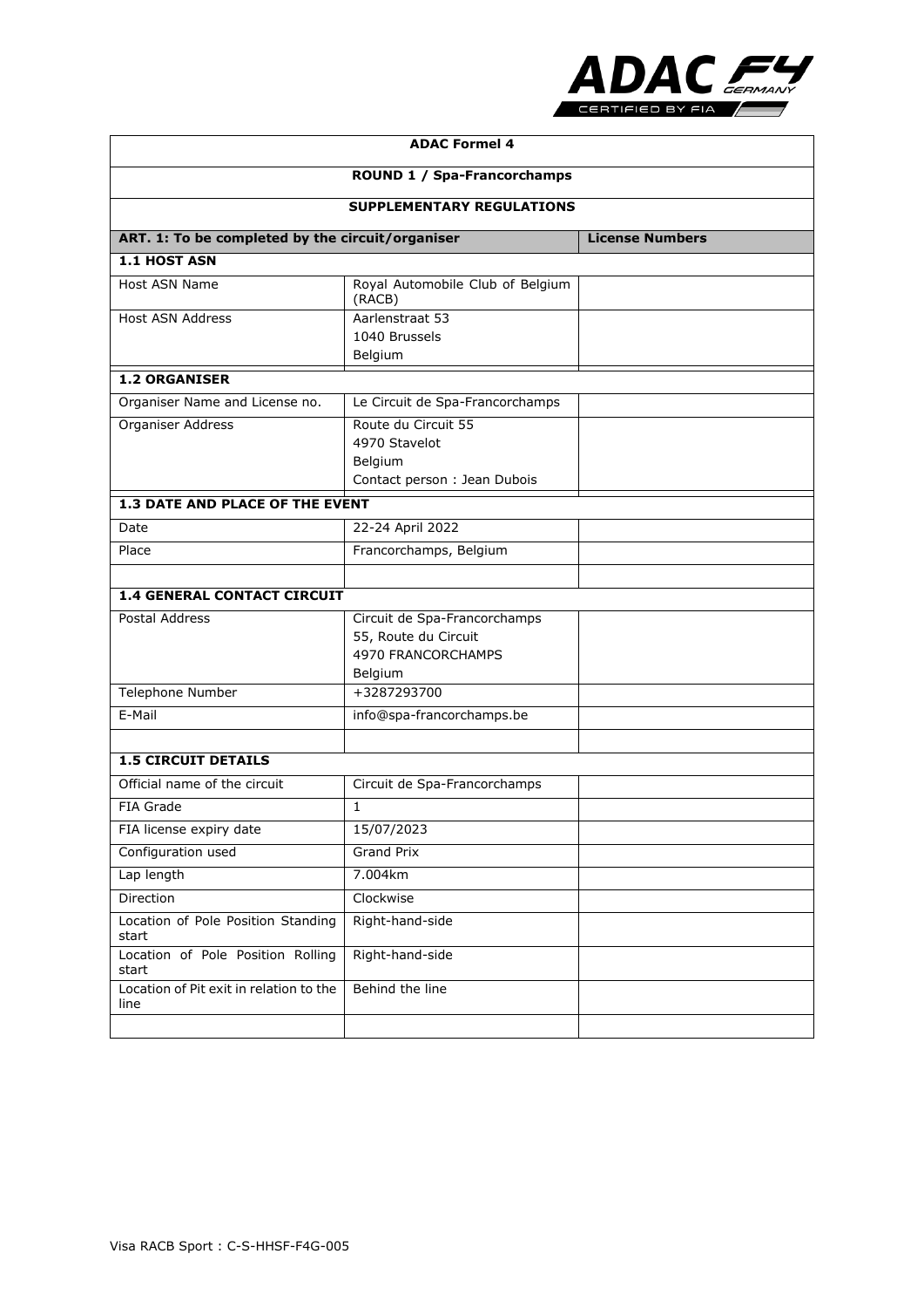# ADAC Formel 4

## ROUND 1 / Spa-Francorchamps

## SUPPLEMENTARY REGULATIONS

| ART. 1: To be completed by the circuit/organiser | | License Numbers |
|---|---|---|
| **1.1 HOST ASN** | | |
| Host ASN Name | Royal Automobile Club of Belgium (RACB) | |
| Host ASN Address | Aarlenstraat 53<br>1040 Brussels<br>Belgium | |
| **1.2 ORGANISER** | | |
| Organiser Name and License no. | Le Circuit de Spa-Francorchamps | |
| Organiser Address | Route du Circuit 55<br>4970 Stavelot<br>Belgium<br>Contact person : Jean Dubois | |
| **1.3 DATE AND PLACE OF THE EVENT** | | |
| Date | 22-24 April 2022 | |
| Place | Francorchamps, Belgium | |
| | | |
| **1.4 GENERAL CONTACT CIRCUIT** | | |
| Postal Address | Circuit de Spa-Francorchamps<br>55, Route du Circuit<br>4970 FRANCORCHAMPS<br>Belgium | |
| Telephone Number | +3287293700 | |
| E-Mail | info@spa-francorchamps.be | |
| | | |
| **1.5 CIRCUIT DETAILS** | | |
| Official name of the circuit | Circuit de Spa-Francorchamps | |
| FIA Grade | 1 | |
| FIA license expiry date | 15/07/2023 | |
| Configuration used | Grand Prix | |
| Lap length | 7.004km | |
| Direction | Clockwise | |
| Location of Pole Position Standing start | Right-hand-side | |
| Location of Pole Position Rolling start | Right-hand-side | |
| Location of Pit exit in relation to the line | Behind the line | |
| | | |

Visa RACB Sport : C-S-HHSF-F4G-005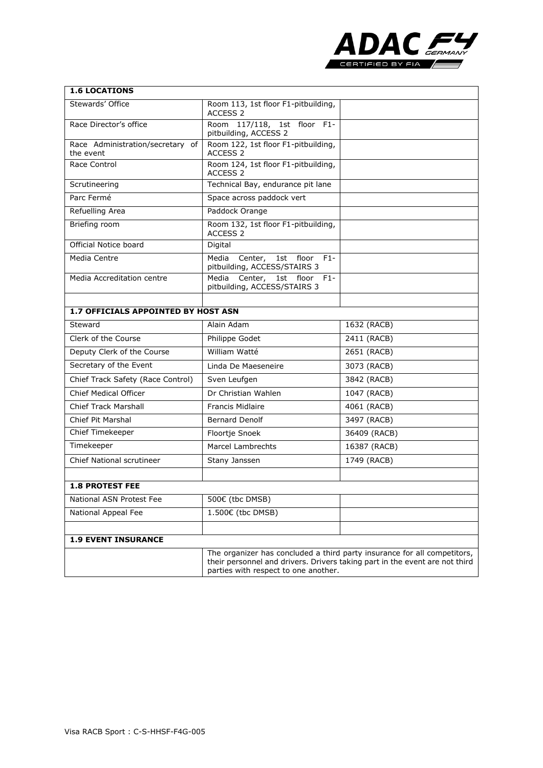| **1.6 LOCATIONS** | | |
|---|---|---|
| Stewards' Office | Room 113, 1st floor F1-pitbuilding, ACCESS 2 | |
| Race Director's office | Room 117/118, 1st floor F1-pitbuilding, ACCESS 2 | |
| Race Administration/secretary of the event | Room 122, 1st floor F1-pitbuilding, ACCESS 2 | |
| Race Control | Room 124, 1st floor F1-pitbuilding, ACCESS 2 | |
| Scrutineering | Technical Bay, endurance pit lane | |
| Parc Fermé | Space across paddock vert | |
| Refuelling Area | Paddock Orange | |
| Briefing room | Room 132, 1st floor F1-pitbuilding, ACCESS 2 | |
| Official Notice board | Digital | |
| Media Centre | Media Center, 1st floor F1-pitbuilding, ACCESS/STAIRS 3 | |
| Media Accreditation centre | Media Center, 1st floor F1-pitbuilding, ACCESS/STAIRS 3 | |
| | | |
| **1.7 OFFICIALS APPOINTED BY HOST ASN** | | |
| Steward | Alain Adam | 1632 (RACB) |
| Clerk of the Course | Philippe Godet | 2411 (RACB) |
| Deputy Clerk of the Course | William Watté | 2651 (RACB) |
| Secretary of the Event | Linda De Maeseneire | 3073 (RACB) |
| Chief Track Safety (Race Control) | Sven Leufgen | 3842 (RACB) |
| Chief Medical Officer | Dr Christian Wahlen | 1047 (RACB) |
| Chief Track Marshall | Francis Midlaire | 4061 (RACB) |
| Chief Pit Marshal | Bernard Denolf | 3497 (RACB) |
| Chief Timekeeper | Floortje Snoek | 36409 (RACB) |
| Timekeeper | Marcel Lambrechts | 16387 (RACB) |
| Chief National scrutineer | Stany Janssen | 1749 (RACB) |
| | | |
| **1.8 PROTEST FEE** | | |
| National ASN Protest Fee | 500€ (tbc DMSB) | |
| National Appeal Fee | 1.500€ (tbc DMSB) | |
| | | |
| **1.9 EVENT INSURANCE** | | |
| | The organizer has concluded a third party insurance for all competitors, their personnel and drivers. Drivers taking part in the event are not third parties with respect to one another. | |

Visa RACB Sport : C-S-HHSF-F4G-005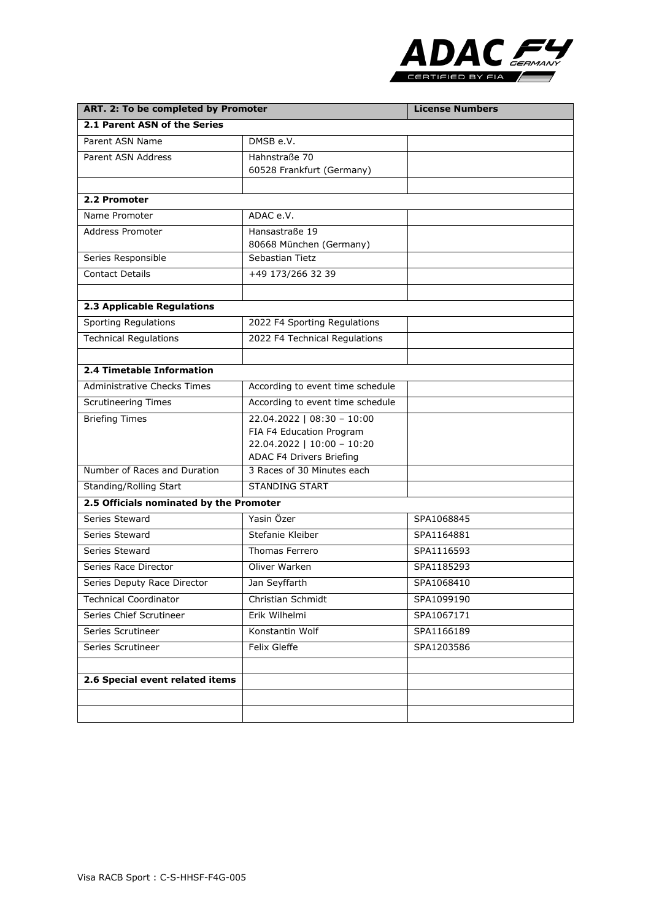| ART. 2: To be completed by Promoter | | License Numbers |
|---|---|---|
| **2.1 Parent ASN of the Series** | | |
| Parent ASN Name | DMSB e.V. | |
| Parent ASN Address | Hahnstraße 70<br>60528 Frankfurt (Germany) | |
| | | |
| **2.2 Promoter** | | |
| Name Promoter | ADAC e.V. | |
| Address Promoter | Hansastraße 19<br>80668 München (Germany) | |
| Series Responsible | Sebastian Tietz | |
| Contact Details | +49 173/266 32 39 | |
| | | |
| **2.3 Applicable Regulations** | | |
| Sporting Regulations | 2022 F4 Sporting Regulations | |
| Technical Regulations | 2022 F4 Technical Regulations | |
| | | |
| **2.4 Timetable Information** | | |
| Administrative Checks Times | According to event time schedule | |
| Scrutineering Times | According to event time schedule | |
| Briefing Times | 22.04.2022 \| 08:30 – 10:00<br>FIA F4 Education Program<br>22.04.2022 \| 10:00 – 10:20<br>ADAC F4 Drivers Briefing | |
| Number of Races and Duration | 3 Races of 30 Minutes each | |
| Standing/Rolling Start | STANDING START | |
| **2.5 Officials nominated by the Promoter** | | |
| Series Steward | Yasin Özer | SPA1068845 |
| Series Steward | Stefanie Kleiber | SPA1164881 |
| Series Steward | Thomas Ferrero | SPA1116593 |
| Series Race Director | Oliver Warken | SPA1185293 |
| Series Deputy Race Director | Jan Seyffarth | SPA1068410 |
| Technical Coordinator | Christian Schmidt | SPA1099190 |
| Series Chief Scrutineer | Erik Wilhelmi | SPA1067171 |
| Series Scrutineer | Konstantin Wolf | SPA1166189 |
| Series Scrutineer | Felix Gleffe | SPA1203586 |
| | | |
| **2.6 Special event related items** | | |
| | | |
| | | |

Visa RACB Sport : C-S-HHSF-F4G-005